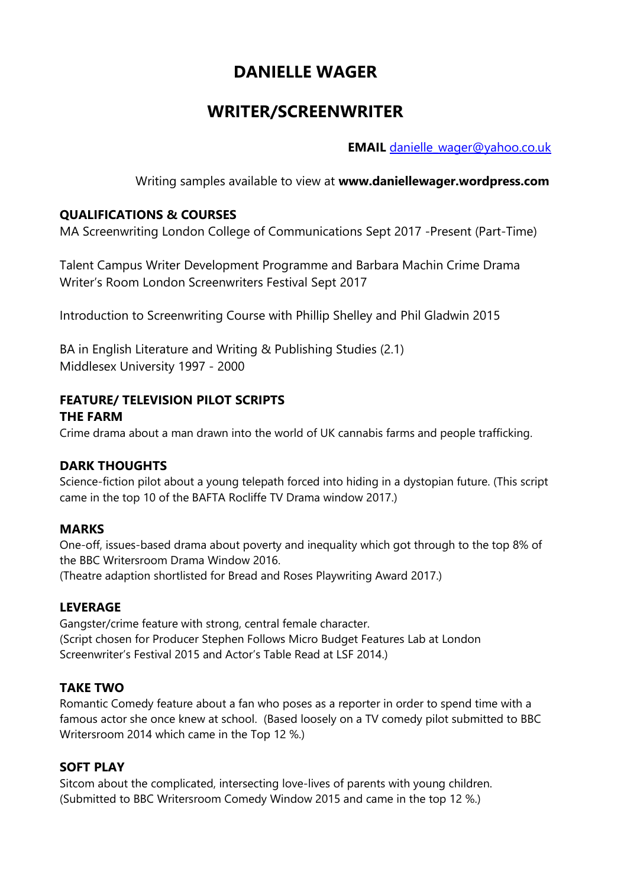# DANIELLE WAGER

# WRITER/SCREENWRITER

**EMAIL** danielle_wager@yahoo.co.uk

Writing samples available to view at **www.daniellewager.wordpress.com**

## QUALIFICATIONS & COURSES

MA Screenwriting London College of Communications Sept 2017 -Present (Part-Time)

Talent Campus Writer Development Programme and Barbara Machin Crime Drama Writer's Room London Screenwriters Festival Sept 2017

Introduction to Screenwriting Course with Phillip Shelley and Phil Gladwin 2015

BA in English Literature and Writing & Publishing Studies (2.1)
Middlesex University 1997 - 2000

## FEATURE/ TELEVISION PILOT SCRIPTS

### THE FARM

Crime drama about a man drawn into the world of UK cannabis farms and people trafficking.

### DARK THOUGHTS

Science-fiction pilot about a young telepath forced into hiding in a dystopian future. (This script came in the top 10 of the BAFTA Rocliffe TV Drama window 2017.)

### MARKS

One-off, issues-based drama about poverty and inequality which got through to the top 8% of the BBC Writersroom Drama Window 2016.
(Theatre adaption shortlisted for Bread and Roses Playwriting Award 2017.)

### LEVERAGE

Gangster/crime feature with strong, central female character.
(Script chosen for Producer Stephen Follows Micro Budget Features Lab at London Screenwriter's Festival 2015 and Actor's Table Read at LSF 2014.)

### TAKE TWO

Romantic Comedy feature about a fan who poses as a reporter in order to spend time with a famous actor she once knew at school. (Based loosely on a TV comedy pilot submitted to BBC Writersroom 2014 which came in the Top 12 %.)

### SOFT PLAY

Sitcom about the complicated, intersecting love-lives of parents with young children. (Submitted to BBC Writersroom Comedy Window 2015 and came in the top 12 %.)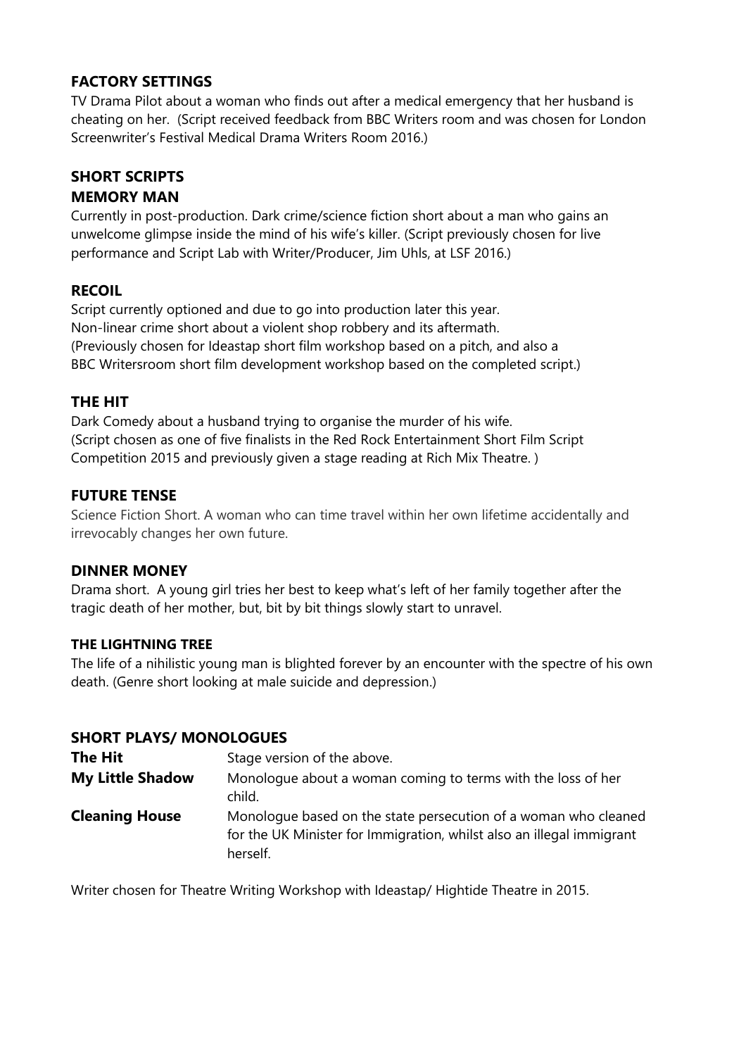## FACTORY SETTINGS

TV Drama Pilot about a woman who finds out after a medical emergency that her husband is cheating on her. (Script received feedback from BBC Writers room and was chosen for London Screenwriter's Festival Medical Drama Writers Room 2016.)

## SHORT SCRIPTS

### MEMORY MAN

Currently in post-production. Dark crime/science fiction short about a man who gains an unwelcome glimpse inside the mind of his wife's killer. (Script previously chosen for live performance and Script Lab with Writer/Producer, Jim Uhls, at LSF 2016.)

### RECOIL

Script currently optioned and due to go into production later this year.
Non-linear crime short about a violent shop robbery and its aftermath.
(Previously chosen for Ideastap short film workshop based on a pitch, and also a BBC Writersroom short film development workshop based on the completed script.)

### THE HIT

Dark Comedy about a husband trying to organise the murder of his wife.
(Script chosen as one of five finalists in the Red Rock Entertainment Short Film Script Competition 2015 and previously given a stage reading at Rich Mix Theatre. )

### FUTURE TENSE

Science Fiction Short. A woman who can time travel within her own lifetime accidentally and irrevocably changes her own future.

### DINNER MONEY

Drama short. A young girl tries her best to keep what's left of her family together after the tragic death of her mother, but, bit by bit things slowly start to unravel.

### THE LIGHTNING TREE

The life of a nihilistic young man is blighted forever by an encounter with the spectre of his own death. (Genre short looking at male suicide and depression.)

## SHORT PLAYS/ MONOLOGUES

| | |
|---|---|
| **The Hit** | Stage version of the above. |
| **My Little Shadow** | Monologue about a woman coming to terms with the loss of her child. |
| **Cleaning House** | Monologue based on the state persecution of a woman who cleaned for the UK Minister for Immigration, whilst also an illegal immigrant herself. |

Writer chosen for Theatre Writing Workshop with Ideastap/ Hightide Theatre in 2015.